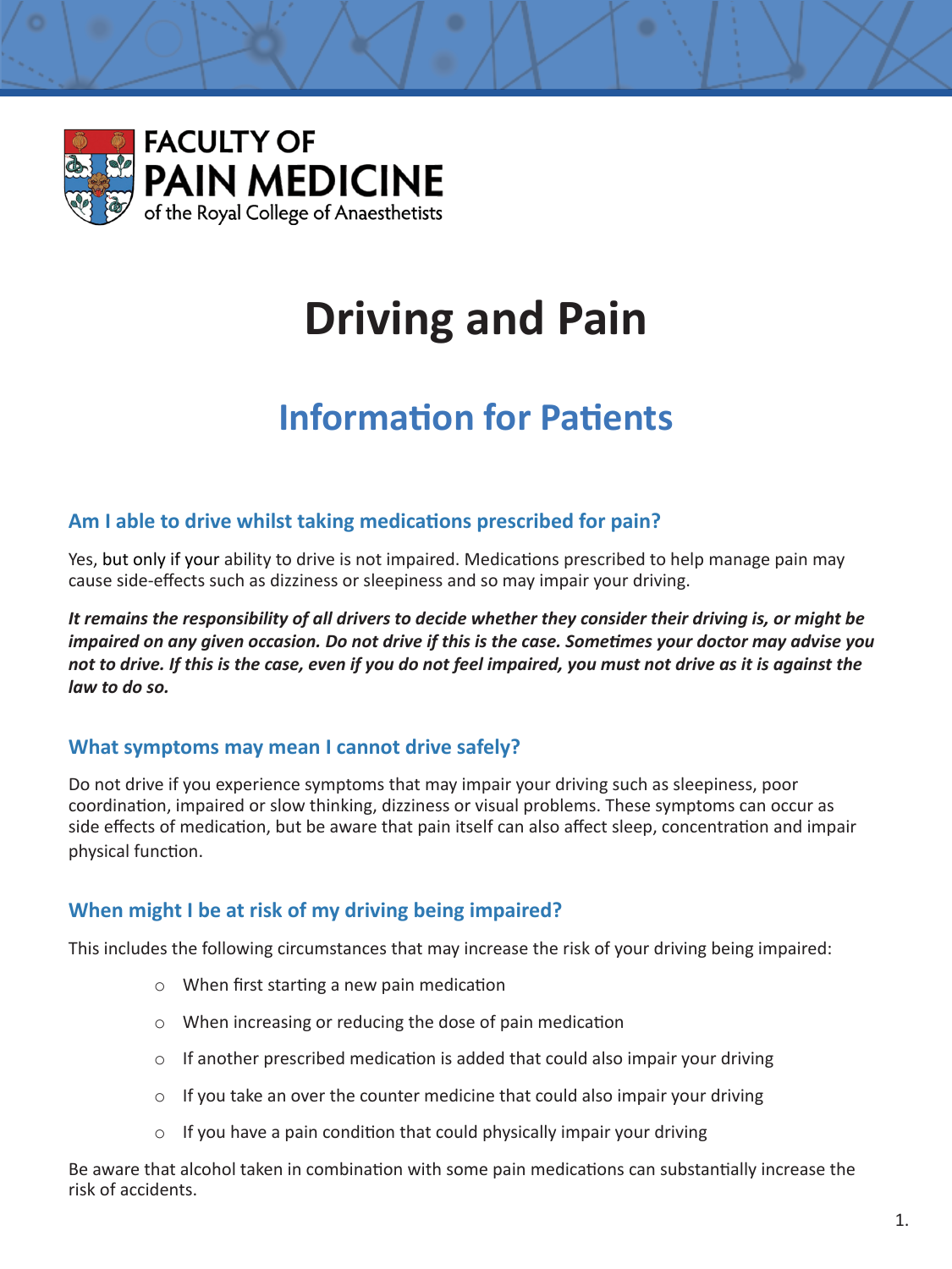FACULTY OF
PAIN MEDICINE
of the Royal College of Anaesthetists

# Driving and Pain

## Information for Patients

### Am I able to drive whilst taking medications prescribed for pain?

Yes, but only if your ability to drive is not impaired. Medications prescribed to help manage pain may cause side-effects such as dizziness or sleepiness and so may impair your driving.

***It remains the responsibility of all drivers to decide whether they consider their driving is, or might be impaired on any given occasion. Do not drive if this is the case. Sometimes your doctor may advise you not to drive. If this is the case, even if you do not feel impaired, you must not drive as it is against the law to do so.***

### What symptoms may mean I cannot drive safely?

Do not drive if you experience symptoms that may impair your driving such as sleepiness, poor coordination, impaired or slow thinking, dizziness or visual problems. These symptoms can occur as side effects of medication, but be aware that pain itself can also affect sleep, concentration and impair physical function.

### When might I be at risk of my driving being impaired?

This includes the following circumstances that may increase the risk of your driving being impaired:

- When first starting a new pain medication
- When increasing or reducing the dose of pain medication
- If another prescribed medication is added that could also impair your driving
- If you take an over the counter medicine that could also impair your driving
- If you have a pain condition that could physically impair your driving

Be aware that alcohol taken in combination with some pain medications can substantially increase the risk of accidents.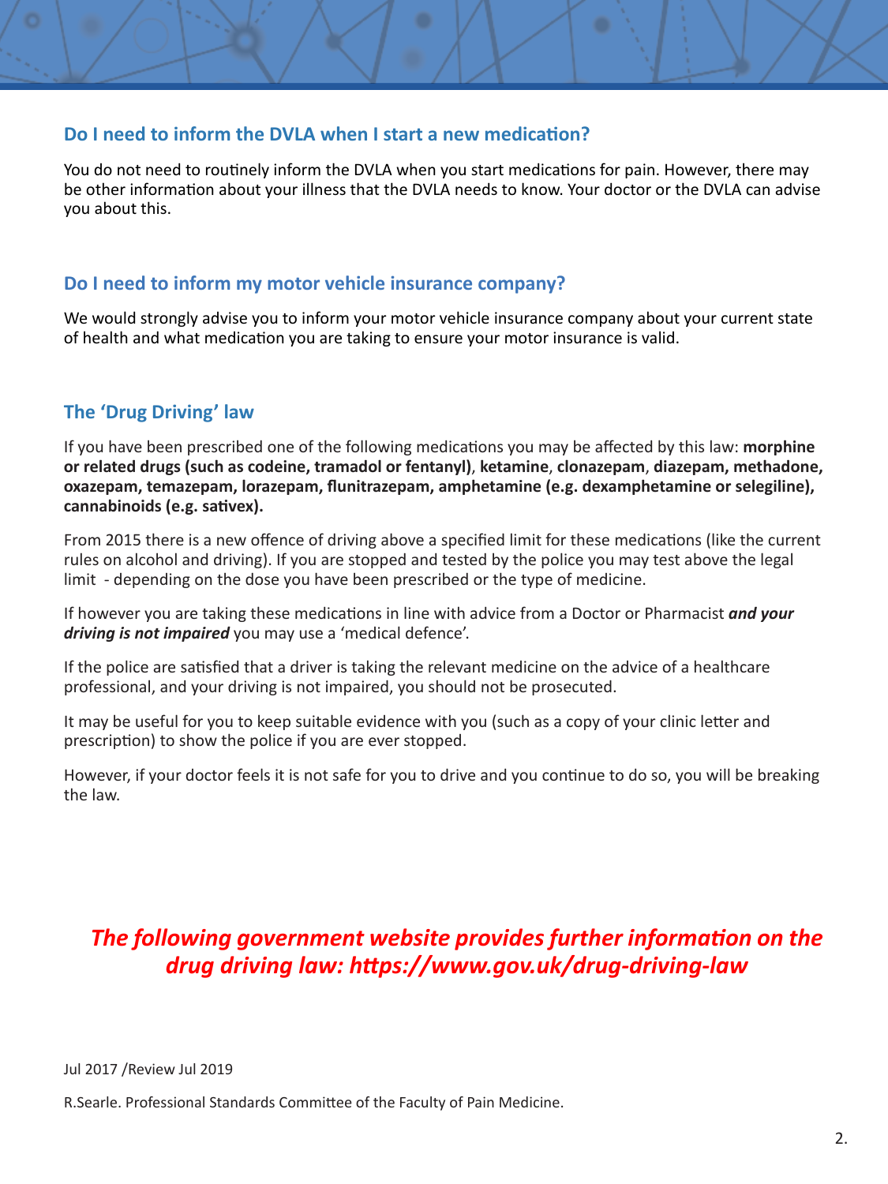## Do I need to inform the DVLA when I start a new medication?

You do not need to routinely inform the DVLA when you start medications for pain. However, there may be other information about your illness that the DVLA needs to know. Your doctor or the DVLA can advise you about this.

## Do I need to inform my motor vehicle insurance company?

We would strongly advise you to inform your motor vehicle insurance company about your current state of health and what medication you are taking to ensure your motor insurance is valid.

## The 'Drug Driving' law

If you have been prescribed one of the following medications you may be affected by this law: **morphine or related drugs (such as codeine, tramadol or fentanyl)**, **ketamine**, **clonazepam**, **diazepam, methadone, oxazepam, temazepam, lorazepam, flunitrazepam, amphetamine (e.g. dexamphetamine or selegiline), cannabinoids (e.g. sativex).**

From 2015 there is a new offence of driving above a specified limit for these medications (like the current rules on alcohol and driving). If you are stopped and tested by the police you may test above the legal limit - depending on the dose you have been prescribed or the type of medicine.

If however you are taking these medications in line with advice from a Doctor or Pharmacist ***and your driving is not impaired*** you may use a 'medical defence'.

If the police are satisfied that a driver is taking the relevant medicine on the advice of a healthcare professional, and your driving is not impaired, you should not be prosecuted.

It may be useful for you to keep suitable evidence with you (such as a copy of your clinic letter and prescription) to show the police if you are ever stopped.

However, if your doctor feels it is not safe for you to drive and you continue to do so, you will be breaking the law.

***The following government website provides further information on the drug driving law: https://www.gov.uk/drug-driving-law***

Jul 2017 /Review Jul 2019

R.Searle. Professional Standards Committee of the Faculty of Pain Medicine.